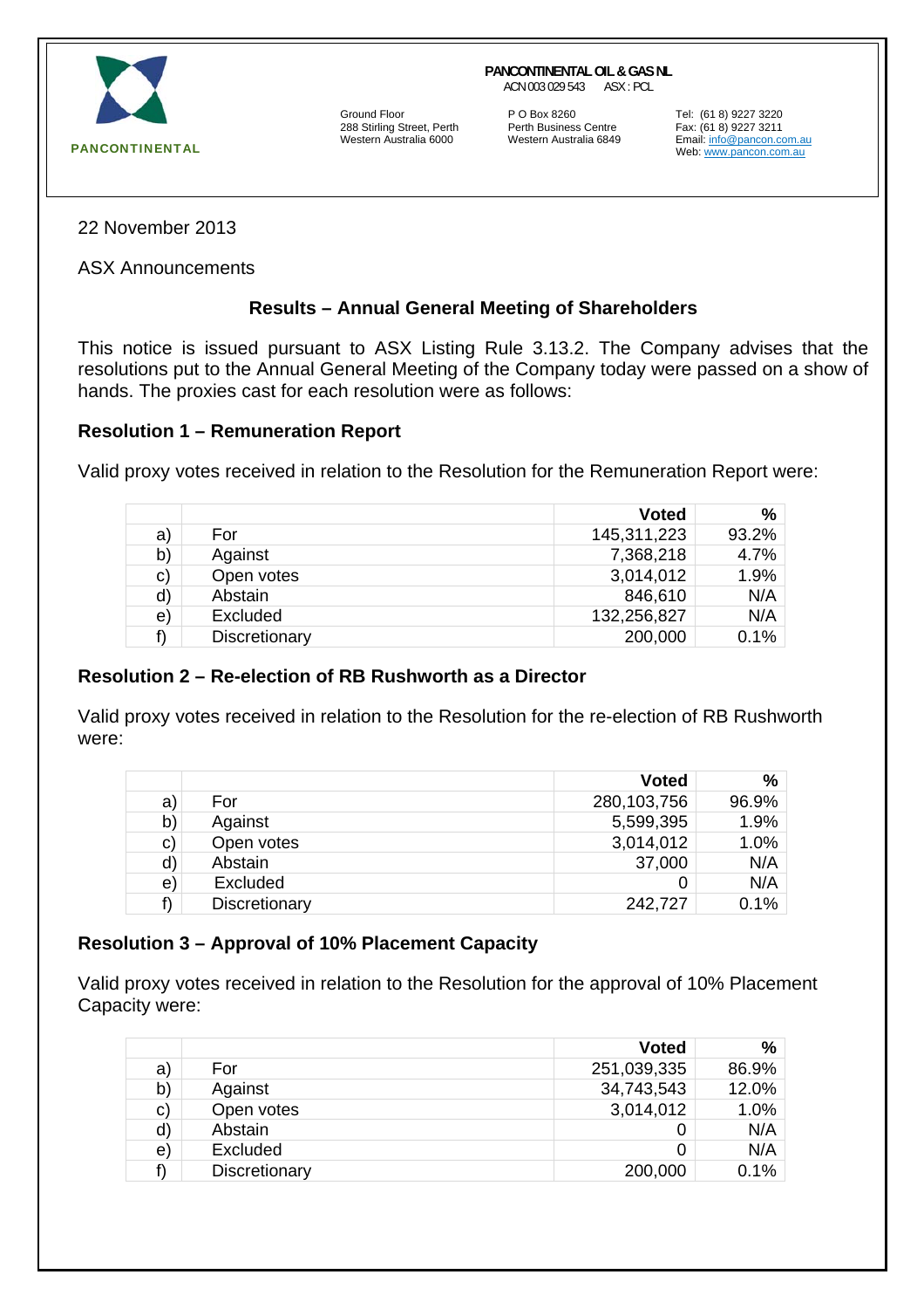PANCONTINENTAL

**PANCONTINENTAL OIL & GAS NL**
ACN 003 029 543 ASX : PCL

Ground Floor
288 Stirling Street, Perth
Western Australia 6000

P O Box 8260
Perth Business Centre
Western Australia 6849

Tel: (61 8) 9227 3220
Fax: (61 8) 9227 3211
Email: info@pancon.com.au
Web: www.pancon.com.au

22 November 2013

ASX Announcements

## Results – Annual General Meeting of Shareholders

This notice is issued pursuant to ASX Listing Rule 3.13.2. The Company advises that the resolutions put to the Annual General Meeting of the Company today were passed on a show of hands. The proxies cast for each resolution were as follows:

### Resolution 1 – Remuneration Report

Valid proxy votes received in relation to the Resolution for the Remuneration Report were:

| | | Voted | % |
|---|---|---|---|
| a) | For | 145,311,223 | 93.2% |
| b) | Against | 7,368,218 | 4.7% |
| c) | Open votes | 3,014,012 | 1.9% |
| d) | Abstain | 846,610 | N/A |
| e) | Excluded | 132,256,827 | N/A |
| f) | Discretionary | 200,000 | 0.1% |

### Resolution 2 – Re-election of RB Rushworth as a Director

Valid proxy votes received in relation to the Resolution for the re-election of RB Rushworth were:

| | | Voted | % |
|---|---|---|---|
| a) | For | 280,103,756 | 96.9% |
| b) | Against | 5,599,395 | 1.9% |
| c) | Open votes | 3,014,012 | 1.0% |
| d) | Abstain | 37,000 | N/A |
| e) | Excluded | 0 | N/A |
| f) | Discretionary | 242,727 | 0.1% |

### Resolution 3 – Approval of 10% Placement Capacity

Valid proxy votes received in relation to the Resolution for the approval of 10% Placement Capacity were:

| | | Voted | % |
|---|---|---|---|
| a) | For | 251,039,335 | 86.9% |
| b) | Against | 34,743,543 | 12.0% |
| c) | Open votes | 3,014,012 | 1.0% |
| d) | Abstain | 0 | N/A |
| e) | Excluded | 0 | N/A |
| f) | Discretionary | 200,000 | 0.1% |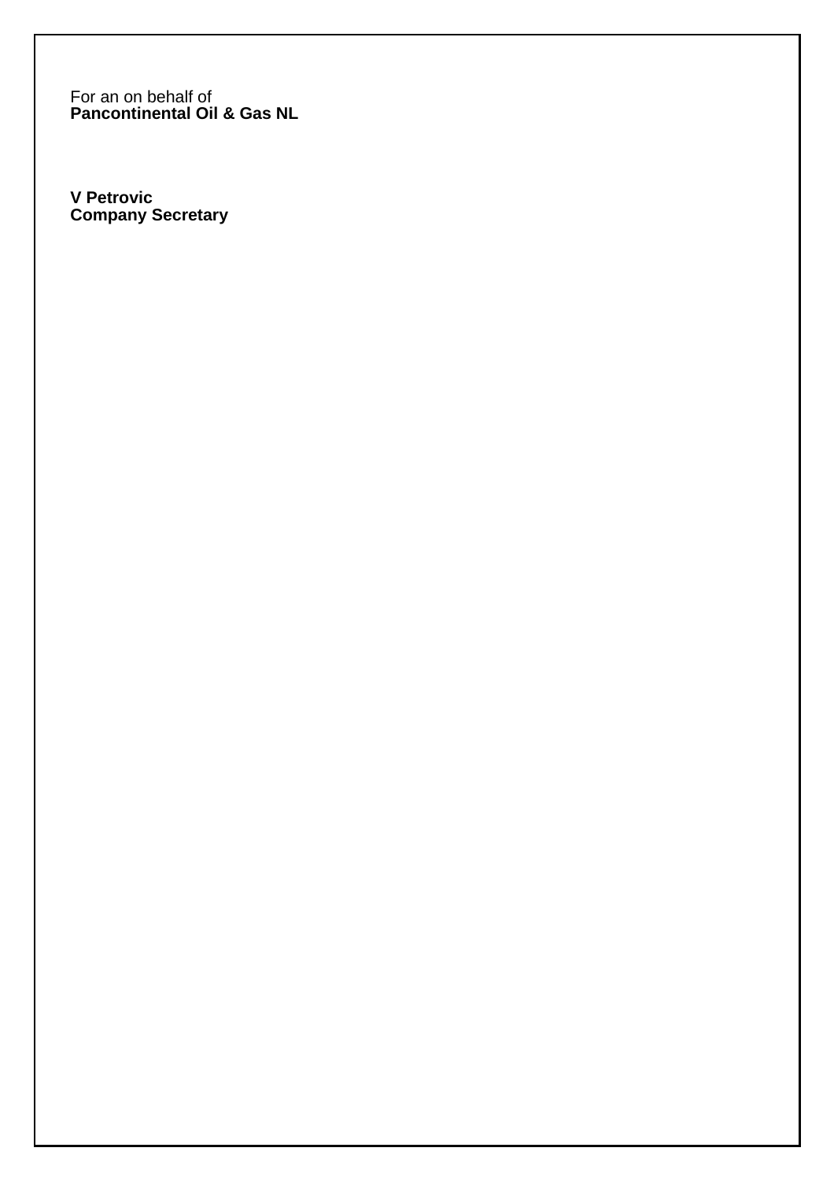For an on behalf of
**Pancontinental Oil & Gas NL**

**V Petrovic**
**Company Secretary**